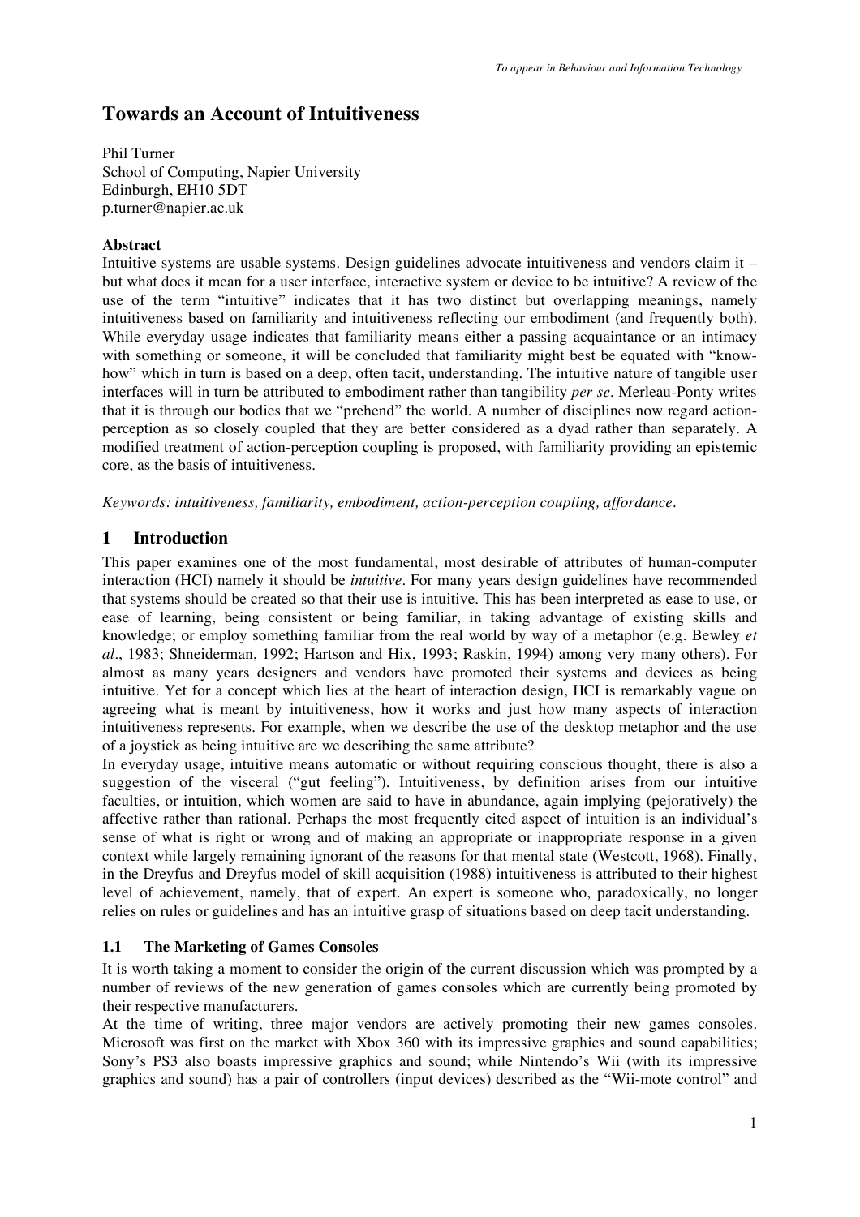*To appear in Behaviour and Information Technology*

# Towards an Account of Intuitiveness

Phil Turner
School of Computing, Napier University
Edinburgh, EH10 5DT
p.turner@napier.ac.uk

**Abstract**

Intuitive systems are usable systems. Design guidelines advocate intuitiveness and vendors claim it – but what does it mean for a user interface, interactive system or device to be intuitive? A review of the use of the term "intuitive" indicates that it has two distinct but overlapping meanings, namely intuitiveness based on familiarity and intuitiveness reflecting our embodiment (and frequently both). While everyday usage indicates that familiarity means either a passing acquaintance or an intimacy with something or someone, it will be concluded that familiarity might best be equated with "know-how" which in turn is based on a deep, often tacit, understanding. The intuitive nature of tangible user interfaces will in turn be attributed to embodiment rather than tangibility *per se*. Merleau-Ponty writes that it is through our bodies that we "prehend" the world. A number of disciplines now regard action-perception as so closely coupled that they are better considered as a dyad rather than separately. A modified treatment of action-perception coupling is proposed, with familiarity providing an epistemic core, as the basis of intuitiveness.

*Keywords: intuitiveness, familiarity, embodiment, action-perception coupling, affordance.*

## 1 Introduction

This paper examines one of the most fundamental, most desirable of attributes of human-computer interaction (HCI) namely it should be *intuitive*. For many years design guidelines have recommended that systems should be created so that their use is intuitive. This has been interpreted as ease to use, or ease of learning, being consistent or being familiar, in taking advantage of existing skills and knowledge; or employ something familiar from the real world by way of a metaphor (e.g. Bewley *et al*., 1983; Shneiderman, 1992; Hartson and Hix, 1993; Raskin, 1994) among very many others). For almost as many years designers and vendors have promoted their systems and devices as being intuitive. Yet for a concept which lies at the heart of interaction design, HCI is remarkably vague on agreeing what is meant by intuitiveness, how it works and just how many aspects of interaction intuitiveness represents. For example, when we describe the use of the desktop metaphor and the use of a joystick as being intuitive are we describing the same attribute?

In everyday usage, intuitive means automatic or without requiring conscious thought, there is also a suggestion of the visceral ("gut feeling"). Intuitiveness, by definition arises from our intuitive faculties, or intuition, which women are said to have in abundance, again implying (pejoratively) the affective rather than rational. Perhaps the most frequently cited aspect of intuition is an individual's sense of what is right or wrong and of making an appropriate or inappropriate response in a given context while largely remaining ignorant of the reasons for that mental state (Westcott, 1968). Finally, in the Dreyfus and Dreyfus model of skill acquisition (1988) intuitiveness is attributed to their highest level of achievement, namely, that of expert. An expert is someone who, paradoxically, no longer relies on rules or guidelines and has an intuitive grasp of situations based on deep tacit understanding.

### 1.1 The Marketing of Games Consoles

It is worth taking a moment to consider the origin of the current discussion which was prompted by a number of reviews of the new generation of games consoles which are currently being promoted by their respective manufacturers.

At the time of writing, three major vendors are actively promoting their new games consoles. Microsoft was first on the market with Xbox 360 with its impressive graphics and sound capabilities; Sony's PS3 also boasts impressive graphics and sound; while Nintendo's Wii (with its impressive graphics and sound) has a pair of controllers (input devices) described as the "Wii-mote control" and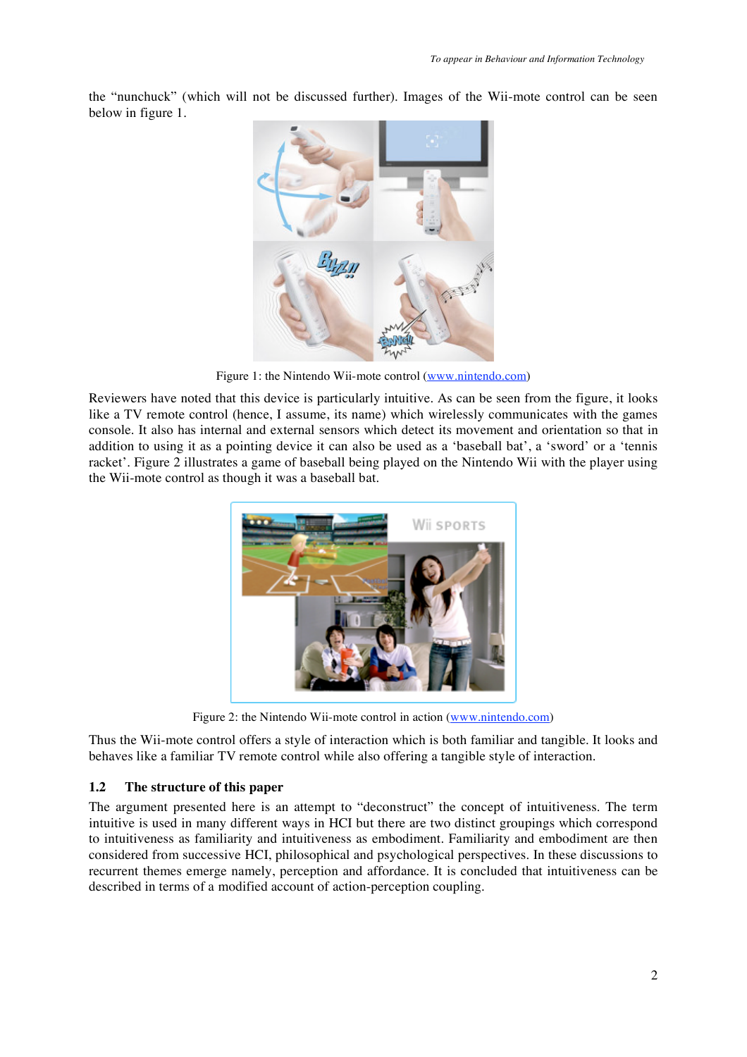the “nunchuck” (which will not be discussed further). Images of the Wii-mote control can be seen below in figure 1.

Figure 1: the Nintendo Wii-mote control (www.nintendo.com)

Reviewers have noted that this device is particularly intuitive. As can be seen from the figure, it looks like a TV remote control (hence, I assume, its name) which wirelessly communicates with the games console. It also has internal and external sensors which detect its movement and orientation so that in addition to using it as a pointing device it can also be used as a ‘baseball bat’, a ‘sword’ or a ‘tennis racket’. Figure 2 illustrates a game of baseball being played on the Nintendo Wii with the player using the Wii-mote control as though it was a baseball bat.

Figure 2: the Nintendo Wii-mote control in action (www.nintendo.com)

Thus the Wii-mote control offers a style of interaction which is both familiar and tangible. It looks and behaves like a familiar TV remote control while also offering a tangible style of interaction.

### 1.2 The structure of this paper

The argument presented here is an attempt to “deconstruct” the concept of intuitiveness. The term intuitive is used in many different ways in HCI but there are two distinct groupings which correspond to intuitiveness as familiarity and intuitiveness as embodiment. Familiarity and embodiment are then considered from successive HCI, philosophical and psychological perspectives. In these discussions to recurrent themes emerge namely, perception and affordance. It is concluded that intuitiveness can be described in terms of a modified account of action-perception coupling.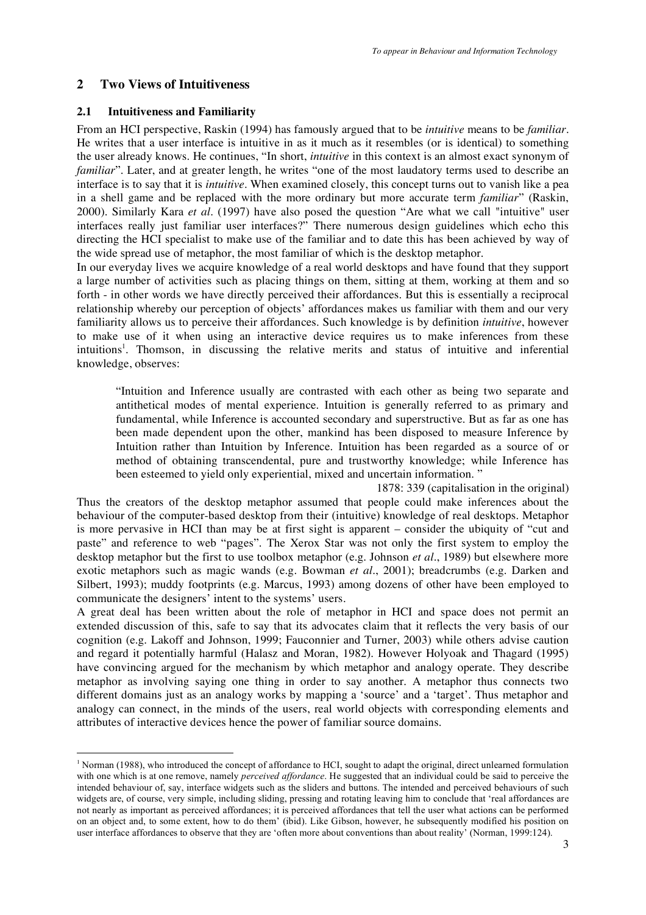## 2 Two Views of Intuitiveness

### 2.1 Intuitiveness and Familiarity

From an HCI perspective, Raskin (1994) has famously argued that to be *intuitive* means to be *familiar*. He writes that a user interface is intuitive in as it much as it resembles (or is identical) to something the user already knows. He continues, "In short, *intuitive* in this context is an almost exact synonym of *familiar*". Later, and at greater length, he writes "one of the most laudatory terms used to describe an interface is to say that it is *intuitive*. When examined closely, this concept turns out to vanish like a pea in a shell game and be replaced with the more ordinary but more accurate term *familiar*" (Raskin, 2000). Similarly Kara *et al*. (1997) have also posed the question "Are what we call "intuitive" user interfaces really just familiar user interfaces?" There numerous design guidelines which echo this directing the HCI specialist to make use of the familiar and to date this has been achieved by way of the wide spread use of metaphor, the most familiar of which is the desktop metaphor.

In our everyday lives we acquire knowledge of a real world desktops and have found that they support a large number of activities such as placing things on them, sitting at them, working at them and so forth - in other words we have directly perceived their affordances. But this is essentially a reciprocal relationship whereby our perception of objects' affordances makes us familiar with them and our very familiarity allows us to perceive their affordances. Such knowledge is by definition *intuitive*, however to make use of it when using an interactive device requires us to make inferences from these intuitions[1]. Thomson, in discussing the relative merits and status of intuitive and inferential knowledge, observes:

> "Intuition and Inference usually are contrasted with each other as being two separate and antithetical modes of mental experience. Intuition is generally referred to as primary and fundamental, while Inference is accounted secondary and superstructive. But as far as one has been made dependent upon the other, mankind has been disposed to measure Inference by Intuition rather than Intuition by Inference. Intuition has been regarded as a source of or method of obtaining transcendental, pure and trustworthy knowledge; while Inference has been esteemed to yield only experiential, mixed and uncertain information. "
>
> 1878: 339 (capitalisation in the original)

Thus the creators of the desktop metaphor assumed that people could make inferences about the behaviour of the computer-based desktop from their (intuitive) knowledge of real desktops. Metaphor is more pervasive in HCI than may be at first sight is apparent – consider the ubiquity of "cut and paste" and reference to web "pages". The Xerox Star was not only the first system to employ the desktop metaphor but the first to use toolbox metaphor (e.g. Johnson *et al*., 1989) but elsewhere more exotic metaphors such as magic wands (e.g. Bowman *et al*., 2001); breadcrumbs (e.g. Darken and Silbert, 1993); muddy footprints (e.g. Marcus, 1993) among dozens of other have been employed to communicate the designers' intent to the systems' users.

A great deal has been written about the role of metaphor in HCI and space does not permit an extended discussion of this, safe to say that its advocates claim that it reflects the very basis of our cognition (e.g. Lakoff and Johnson, 1999; Fauconnier and Turner, 2003) while others advise caution and regard it potentially harmful (Halasz and Moran, 1982). However Holyoak and Thagard (1995) have convincing argued for the mechanism by which metaphor and analogy operate. They describe metaphor as involving saying one thing in order to say another. A metaphor thus connects two different domains just as an analogy works by mapping a 'source' and a 'target'. Thus metaphor and analogy can connect, in the minds of the users, real world objects with corresponding elements and attributes of interactive devices hence the power of familiar source domains.

---

[1] Norman (1988), who introduced the concept of affordance to HCI, sought to adapt the original, direct unlearned formulation with one which is at one remove, namely *perceived affordance*. He suggested that an individual could be said to perceive the intended behaviour of, say, interface widgets such as the sliders and buttons. The intended and perceived behaviours of such widgets are, of course, very simple, including sliding, pressing and rotating leaving him to conclude that 'real affordances are not nearly as important as perceived affordances; it is perceived affordances that tell the user what actions can be performed on an object and, to some extent, how to do them' (ibid). Like Gibson, however, he subsequently modified his position on user interface affordances to observe that they are 'often more about conventions than about reality' (Norman, 1999:124).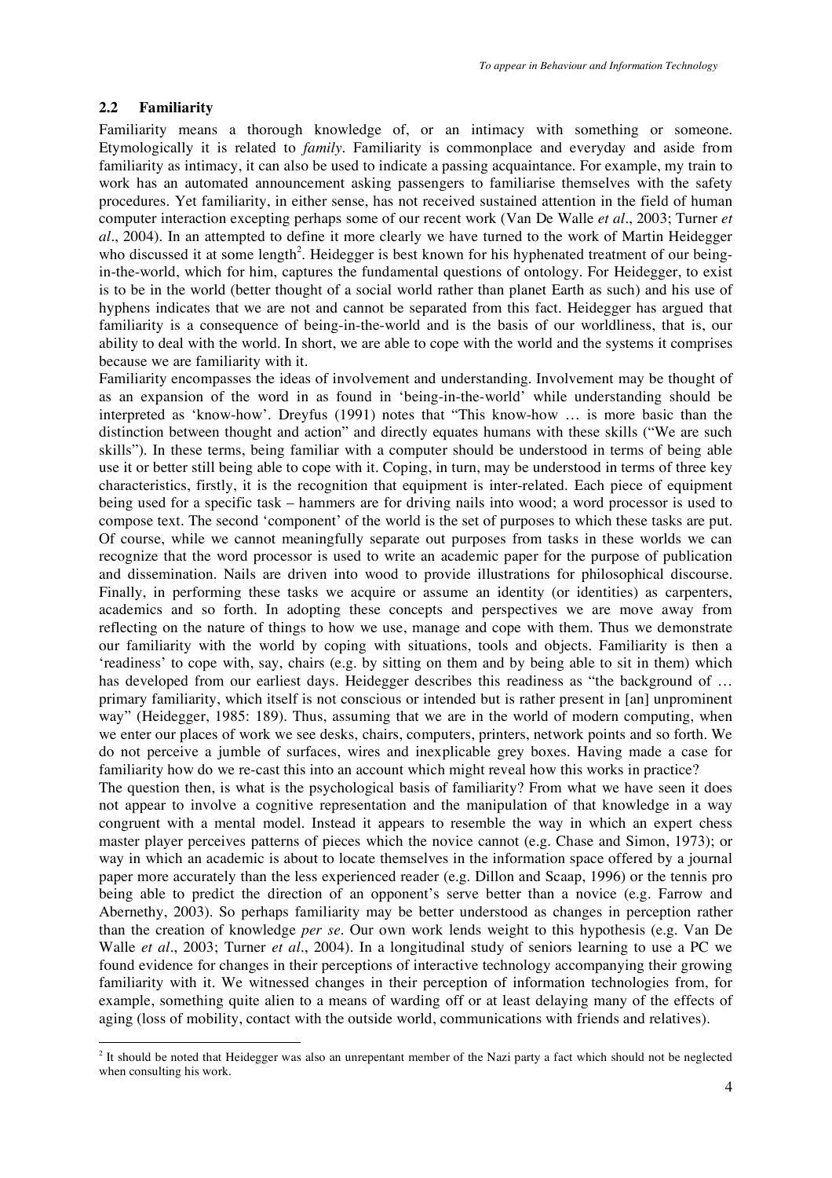## 2.2 Familiarity

Familiarity means a thorough knowledge of, or an intimacy with something or someone. Etymologically it is related to *family*. Familiarity is commonplace and everyday and aside from familiarity as intimacy, it can also be used to indicate a passing acquaintance. For example, my train to work has an automated announcement asking passengers to familiarise themselves with the safety procedures. Yet familiarity, in either sense, has not received sustained attention in the field of human computer interaction excepting perhaps some of our recent work (Van De Walle *et al*., 2003; Turner *et al*., 2004). In an attempted to define it more clearly we have turned to the work of Martin Heidegger who discussed it at some length[2]. Heidegger is best known for his hyphenated treatment of our being-in-the-world, which for him, captures the fundamental questions of ontology. For Heidegger, to exist is to be in the world (better thought of a social world rather than planet Earth as such) and his use of hyphens indicates that we are not and cannot be separated from this fact. Heidegger has argued that familiarity is a consequence of being-in-the-world and is the basis of our worldliness, that is, our ability to deal with the world. In short, we are able to cope with the world and the systems it comprises because we are familiarity with it.

Familiarity encompasses the ideas of involvement and understanding. Involvement may be thought of as an expansion of the word in as found in 'being-in-the-world' while understanding should be interpreted as 'know-how'. Dreyfus (1991) notes that "This know-how … is more basic than the distinction between thought and action" and directly equates humans with these skills ("We are such skills"). In these terms, being familiar with a computer should be understood in terms of being able use it or better still being able to cope with it. Coping, in turn, may be understood in terms of three key characteristics, firstly, it is the recognition that equipment is inter-related. Each piece of equipment being used for a specific task – hammers are for driving nails into wood; a word processor is used to compose text. The second 'component' of the world is the set of purposes to which these tasks are put. Of course, while we cannot meaningfully separate out purposes from tasks in these worlds we can recognize that the word processor is used to write an academic paper for the purpose of publication and dissemination. Nails are driven into wood to provide illustrations for philosophical discourse. Finally, in performing these tasks we acquire or assume an identity (or identities) as carpenters, academics and so forth. In adopting these concepts and perspectives we are move away from reflecting on the nature of things to how we use, manage and cope with them. Thus we demonstrate our familiarity with the world by coping with situations, tools and objects. Familiarity is then a 'readiness' to cope with, say, chairs (e.g. by sitting on them and by being able to sit in them) which has developed from our earliest days. Heidegger describes this readiness as "the background of … primary familiarity, which itself is not conscious or intended but is rather present in [an] unprominent way" (Heidegger, 1985: 189). Thus, assuming that we are in the world of modern computing, when we enter our places of work we see desks, chairs, computers, printers, network points and so forth. We do not perceive a jumble of surfaces, wires and inexplicable grey boxes. Having made a case for familiarity how do we re-cast this into an account which might reveal how this works in practice?

The question then, is what is the psychological basis of familiarity? From what we have seen it does not appear to involve a cognitive representation and the manipulation of that knowledge in a way congruent with a mental model. Instead it appears to resemble the way in which an expert chess master player perceives patterns of pieces which the novice cannot (e.g. Chase and Simon, 1973); or way in which an academic is about to locate themselves in the information space offered by a journal paper more accurately than the less experienced reader (e.g. Dillon and Scaap, 1996) or the tennis pro being able to predict the direction of an opponent's serve better than a novice (e.g. Farrow and Abernethy, 2003). So perhaps familiarity may be better understood as changes in perception rather than the creation of knowledge *per se*. Our own work lends weight to this hypothesis (e.g. Van De Walle *et al*., 2003; Turner *et al*., 2004). In a longitudinal study of seniors learning to use a PC we found evidence for changes in their perceptions of interactive technology accompanying their growing familiarity with it. We witnessed changes in their perception of information technologies from, for example, something quite alien to a means of warding off or at least delaying many of the effects of aging (loss of mobility, contact with the outside world, communications with friends and relatives).

[2] It should be noted that Heidegger was also an unrepentant member of the Nazi party a fact which should not be neglected when consulting his work.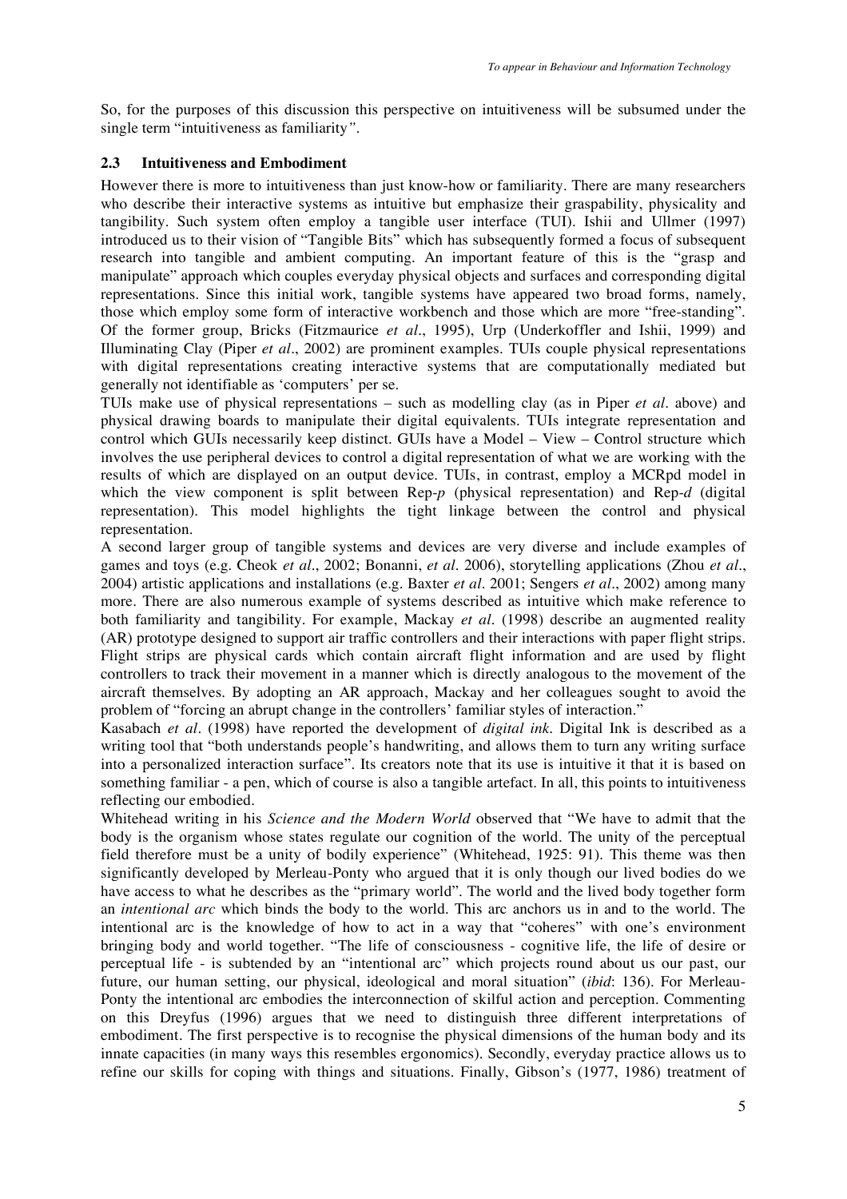So, for the purposes of this discussion this perspective on intuitiveness will be subsumed under the single term "intuitiveness as familiarity".

### 2.3 Intuitiveness and Embodiment

However there is more to intuitiveness than just know-how or familiarity. There are many researchers who describe their interactive systems as intuitive but emphasize their graspability, physicality and tangibility. Such system often employ a tangible user interface (TUI). Ishii and Ullmer (1997) introduced us to their vision of "Tangible Bits" which has subsequently formed a focus of subsequent research into tangible and ambient computing. An important feature of this is the "grasp and manipulate" approach which couples everyday physical objects and surfaces and corresponding digital representations. Since this initial work, tangible systems have appeared two broad forms, namely, those which employ some form of interactive workbench and those which are more "free-standing". Of the former group, Bricks (Fitzmaurice *et al*., 1995), Urp (Underkoffler and Ishii, 1999) and Illuminating Clay (Piper *et al*., 2002) are prominent examples. TUIs couple physical representations with digital representations creating interactive systems that are computationally mediated but generally not identifiable as 'computers' per se.

TUIs make use of physical representations – such as modelling clay (as in Piper *et al*. above) and physical drawing boards to manipulate their digital equivalents. TUIs integrate representation and control which GUIs necessarily keep distinct. GUIs have a Model – View – Control structure which involves the use peripheral devices to control a digital representation of what we are working with the results of which are displayed on an output device. TUIs, in contrast, employ a MCRpd model in which the view component is split between Rep-*p* (physical representation) and Rep-*d* (digital representation). This model highlights the tight linkage between the control and physical representation.

A second larger group of tangible systems and devices are very diverse and include examples of games and toys (e.g. Cheok *et al*., 2002; Bonanni, *et al*. 2006), storytelling applications (Zhou *et al*., 2004) artistic applications and installations (e.g. Baxter *et al*. 2001; Sengers *et al*., 2002) among many more. There are also numerous example of systems described as intuitive which make reference to both familiarity and tangibility. For example, Mackay *et al*. (1998) describe an augmented reality (AR) prototype designed to support air traffic controllers and their interactions with paper flight strips. Flight strips are physical cards which contain aircraft flight information and are used by flight controllers to track their movement in a manner which is directly analogous to the movement of the aircraft themselves. By adopting an AR approach, Mackay and her colleagues sought to avoid the problem of "forcing an abrupt change in the controllers' familiar styles of interaction."

Kasabach *et al*. (1998) have reported the development of *digital ink*. Digital Ink is described as a writing tool that "both understands people's handwriting, and allows them to turn any writing surface into a personalized interaction surface". Its creators note that its use is intuitive it that it is based on something familiar - a pen, which of course is also a tangible artefact. In all, this points to intuitiveness reflecting our embodied.

Whitehead writing in his *Science and the Modern World* observed that "We have to admit that the body is the organism whose states regulate our cognition of the world. The unity of the perceptual field therefore must be a unity of bodily experience" (Whitehead, 1925: 91). This theme was then significantly developed by Merleau-Ponty who argued that it is only though our lived bodies do we have access to what he describes as the "primary world". The world and the lived body together form an *intentional arc* which binds the body to the world. This arc anchors us in and to the world. The intentional arc is the knowledge of how to act in a way that "coheres" with one's environment bringing body and world together. "The life of consciousness - cognitive life, the life of desire or perceptual life - is subtended by an "intentional arc" which projects round about us our past, our future, our human setting, our physical, ideological and moral situation" (*ibid*: 136). For Merleau-Ponty the intentional arc embodies the interconnection of skilful action and perception. Commenting on this Dreyfus (1996) argues that we need to distinguish three different interpretations of embodiment. The first perspective is to recognise the physical dimensions of the human body and its innate capacities (in many ways this resembles ergonomics). Secondly, everyday practice allows us to refine our skills for coping with things and situations. Finally, Gibson's (1977, 1986) treatment of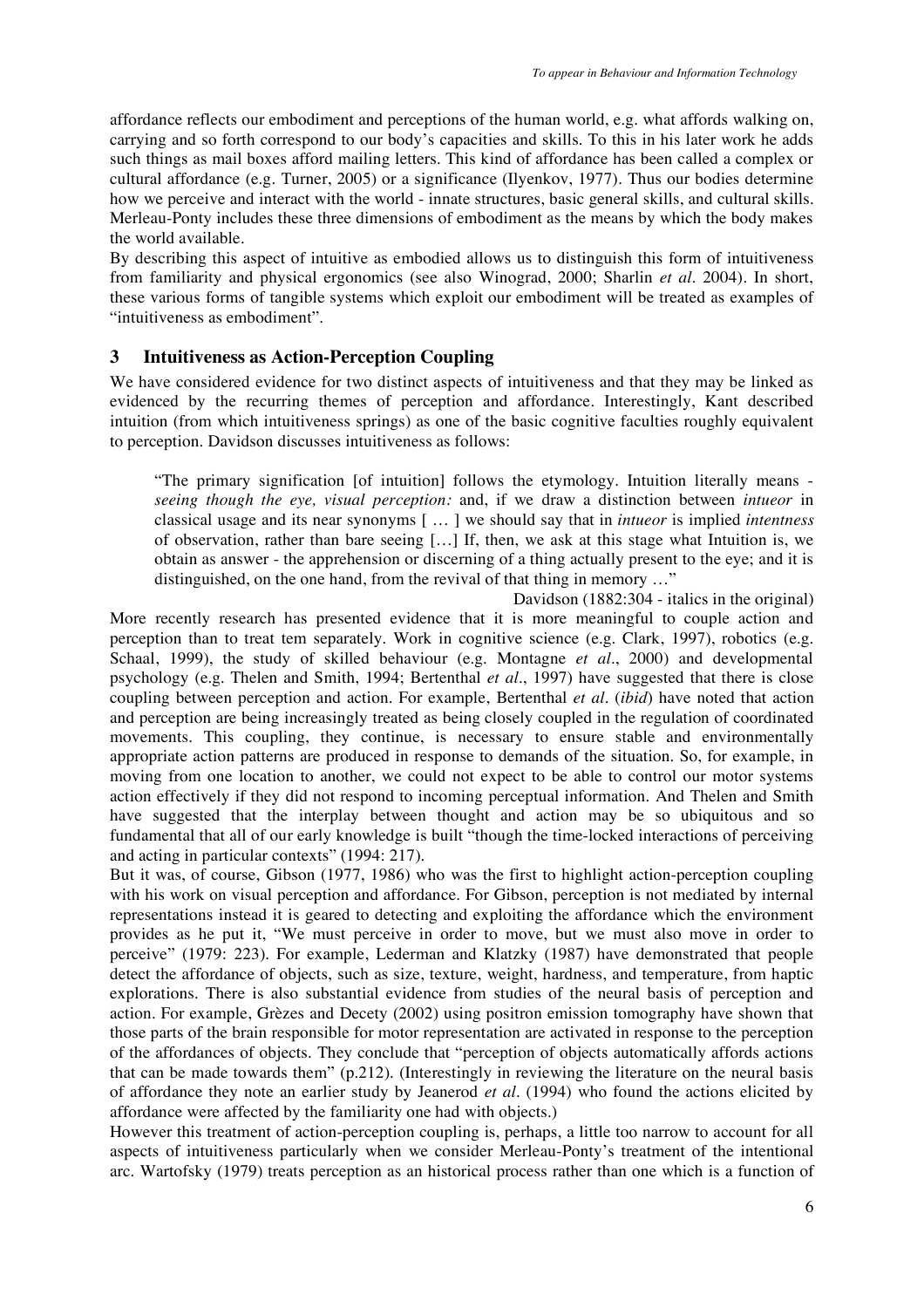affordance reflects our embodiment and perceptions of the human world, e.g. what affords walking on, carrying and so forth correspond to our body's capacities and skills. To this in his later work he adds such things as mail boxes afford mailing letters. This kind of affordance has been called a complex or cultural affordance (e.g. Turner, 2005) or a significance (Ilyenkov, 1977). Thus our bodies determine how we perceive and interact with the world - innate structures, basic general skills, and cultural skills. Merleau-Ponty includes these three dimensions of embodiment as the means by which the body makes the world available.

By describing this aspect of intuitive as embodied allows us to distinguish this form of intuitiveness from familiarity and physical ergonomics (see also Winograd, 2000; Sharlin *et al*. 2004). In short, these various forms of tangible systems which exploit our embodiment will be treated as examples of "intuitiveness as embodiment".

## 3 Intuitiveness as Action-Perception Coupling

We have considered evidence for two distinct aspects of intuitiveness and that they may be linked as evidenced by the recurring themes of perception and affordance. Interestingly, Kant described intuition (from which intuitiveness springs) as one of the basic cognitive faculties roughly equivalent to perception. Davidson discusses intuitiveness as follows:

> "The primary signification [of intuition] follows the etymology. Intuition literally means - *seeing though the eye, visual perception:* and, if we draw a distinction between *intueor* in classical usage and its near synonyms [ … ] we should say that in *intueor* is implied *intentness* of observation, rather than bare seeing […] If, then, we ask at this stage what Intuition is, we obtain as answer - the apprehension or discerning of a thing actually present to the eye; and it is distinguished, on the one hand, from the revival of that thing in memory …"
>
> Davidson (1882:304 - italics in the original)

More recently research has presented evidence that it is more meaningful to couple action and perception than to treat tem separately. Work in cognitive science (e.g. Clark, 1997), robotics (e.g. Schaal, 1999), the study of skilled behaviour (e.g. Montagne *et al*., 2000) and developmental psychology (e.g. Thelen and Smith, 1994; Bertenthal *et al*., 1997) have suggested that there is close coupling between perception and action. For example, Bertenthal *et al*. (*ibid*) have noted that action and perception are being increasingly treated as being closely coupled in the regulation of coordinated movements. This coupling, they continue, is necessary to ensure stable and environmentally appropriate action patterns are produced in response to demands of the situation. So, for example, in moving from one location to another, we could not expect to be able to control our motor systems action effectively if they did not respond to incoming perceptual information. And Thelen and Smith have suggested that the interplay between thought and action may be so ubiquitous and so fundamental that all of our early knowledge is built "though the time-locked interactions of perceiving and acting in particular contexts" (1994: 217).

But it was, of course, Gibson (1977, 1986) who was the first to highlight action-perception coupling with his work on visual perception and affordance. For Gibson, perception is not mediated by internal representations instead it is geared to detecting and exploiting the affordance which the environment provides as he put it, "We must perceive in order to move, but we must also move in order to perceive" (1979: 223). For example, Lederman and Klatzky (1987) have demonstrated that people detect the affordance of objects, such as size, texture, weight, hardness, and temperature, from haptic explorations. There is also substantial evidence from studies of the neural basis of perception and action. For example, Grèzes and Decety (2002) using positron emission tomography have shown that those parts of the brain responsible for motor representation are activated in response to the perception of the affordances of objects. They conclude that "perception of objects automatically affords actions that can be made towards them" (p.212). (Interestingly in reviewing the literature on the neural basis of affordance they note an earlier study by Jeanerod *et al*. (1994) who found the actions elicited by affordance were affected by the familiarity one had with objects.)

However this treatment of action-perception coupling is, perhaps, a little too narrow to account for all aspects of intuitiveness particularly when we consider Merleau-Ponty's treatment of the intentional arc. Wartofsky (1979) treats perception as an historical process rather than one which is a function of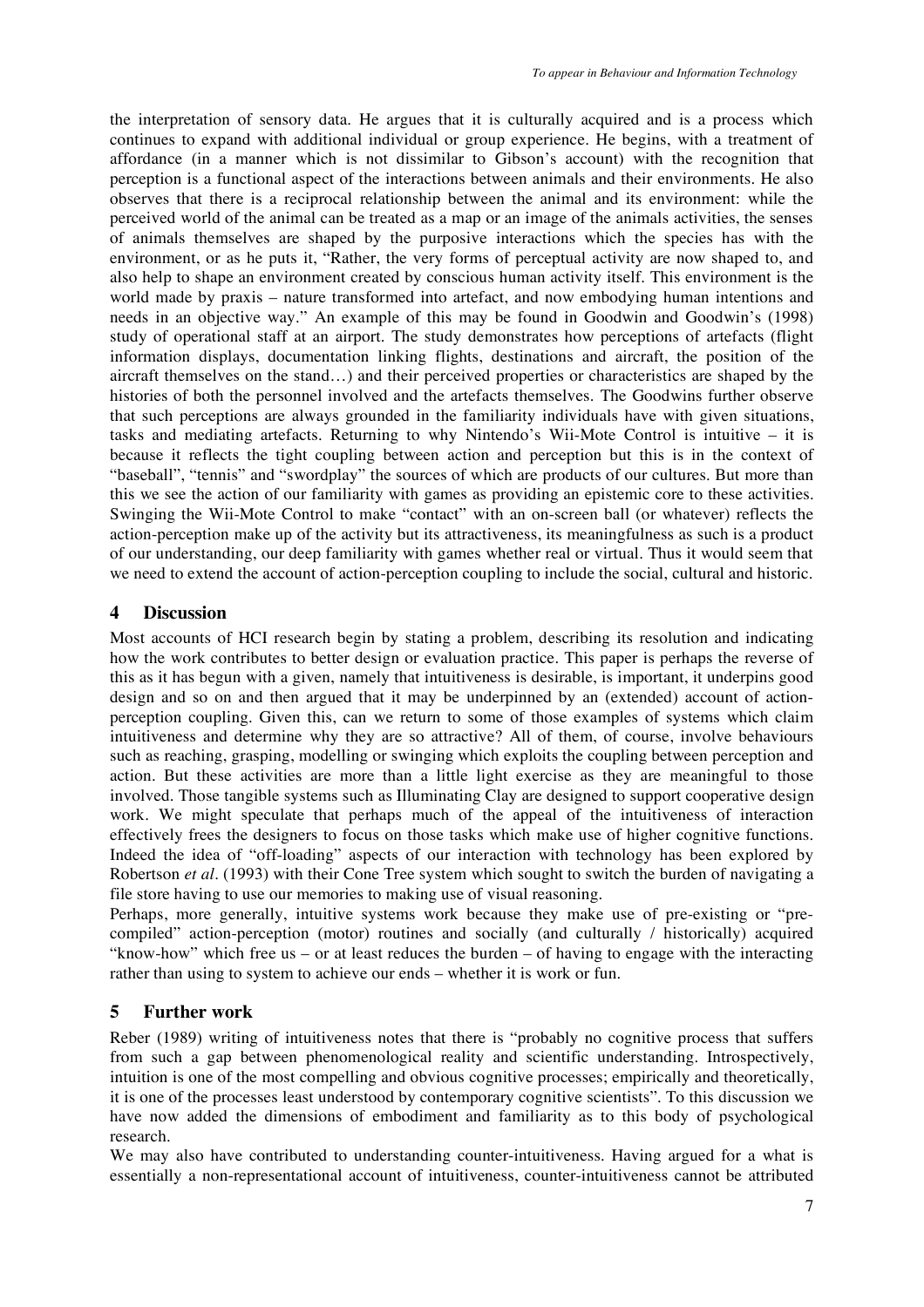the interpretation of sensory data. He argues that it is culturally acquired and is a process which continues to expand with additional individual or group experience. He begins, with a treatment of affordance (in a manner which is not dissimilar to Gibson's account) with the recognition that perception is a functional aspect of the interactions between animals and their environments. He also observes that there is a reciprocal relationship between the animal and its environment: while the perceived world of the animal can be treated as a map or an image of the animals activities, the senses of animals themselves are shaped by the purposive interactions which the species has with the environment, or as he puts it, "Rather, the very forms of perceptual activity are now shaped to, and also help to shape an environment created by conscious human activity itself. This environment is the world made by praxis – nature transformed into artefact, and now embodying human intentions and needs in an objective way." An example of this may be found in Goodwin and Goodwin's (1998) study of operational staff at an airport. The study demonstrates how perceptions of artefacts (flight information displays, documentation linking flights, destinations and aircraft, the position of the aircraft themselves on the stand…) and their perceived properties or characteristics are shaped by the histories of both the personnel involved and the artefacts themselves. The Goodwins further observe that such perceptions are always grounded in the familiarity individuals have with given situations, tasks and mediating artefacts. Returning to why Nintendo's Wii-Mote Control is intuitive – it is because it reflects the tight coupling between action and perception but this is in the context of "baseball", "tennis" and "swordplay" the sources of which are products of our cultures. But more than this we see the action of our familiarity with games as providing an epistemic core to these activities. Swinging the Wii-Mote Control to make "contact" with an on-screen ball (or whatever) reflects the action-perception make up of the activity but its attractiveness, its meaningfulness as such is a product of our understanding, our deep familiarity with games whether real or virtual. Thus it would seem that we need to extend the account of action-perception coupling to include the social, cultural and historic.

## 4 Discussion

Most accounts of HCI research begin by stating a problem, describing its resolution and indicating how the work contributes to better design or evaluation practice. This paper is perhaps the reverse of this as it has begun with a given, namely that intuitiveness is desirable, is important, it underpins good design and so on and then argued that it may be underpinned by an (extended) account of action-perception coupling. Given this, can we return to some of those examples of systems which claim intuitiveness and determine why they are so attractive? All of them, of course, involve behaviours such as reaching, grasping, modelling or swinging which exploits the coupling between perception and action. But these activities are more than a little light exercise as they are meaningful to those involved. Those tangible systems such as Illuminating Clay are designed to support cooperative design work. We might speculate that perhaps much of the appeal of the intuitiveness of interaction effectively frees the designers to focus on those tasks which make use of higher cognitive functions. Indeed the idea of "off-loading" aspects of our interaction with technology has been explored by Robertson *et al*. (1993) with their Cone Tree system which sought to switch the burden of navigating a file store having to use our memories to making use of visual reasoning.

Perhaps, more generally, intuitive systems work because they make use of pre-existing or "pre-compiled" action-perception (motor) routines and socially (and culturally / historically) acquired "know-how" which free us – or at least reduces the burden – of having to engage with the interacting rather than using to system to achieve our ends – whether it is work or fun.

## 5 Further work

Reber (1989) writing of intuitiveness notes that there is "probably no cognitive process that suffers from such a gap between phenomenological reality and scientific understanding. Introspectively, intuition is one of the most compelling and obvious cognitive processes; empirically and theoretically, it is one of the processes least understood by contemporary cognitive scientists". To this discussion we have now added the dimensions of embodiment and familiarity as to this body of psychological research.

We may also have contributed to understanding counter-intuitiveness. Having argued for a what is essentially a non-representational account of intuitiveness, counter-intuitiveness cannot be attributed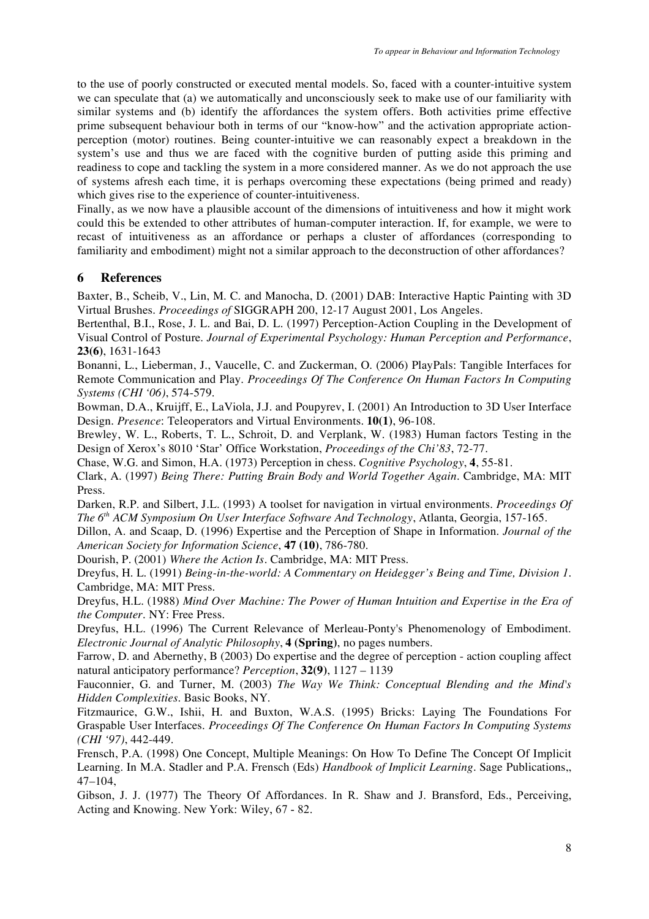to the use of poorly constructed or executed mental models. So, faced with a counter-intuitive system we can speculate that (a) we automatically and unconsciously seek to make use of our familiarity with similar systems and (b) identify the affordances the system offers. Both activities prime effective prime subsequent behaviour both in terms of our "know-how" and the activation appropriate action-perception (motor) routines. Being counter-intuitive we can reasonably expect a breakdown in the system's use and thus we are faced with the cognitive burden of putting aside this priming and readiness to cope and tackling the system in a more considered manner. As we do not approach the use of systems afresh each time, it is perhaps overcoming these expectations (being primed and ready) which gives rise to the experience of counter-intuitiveness.

Finally, as we now have a plausible account of the dimensions of intuitiveness and how it might work could this be extended to other attributes of human-computer interaction. If, for example, we were to recast of intuitiveness as an affordance or perhaps a cluster of affordances (corresponding to familiarity and embodiment) might not a similar approach to the deconstruction of other affordances?

## 6 References

Baxter, B., Scheib, V., Lin, M. C. and Manocha, D. (2001) DAB: Interactive Haptic Painting with 3D Virtual Brushes. *Proceedings of* SIGGRAPH 200, 12-17 August 2001, Los Angeles.

Bertenthal, B.I., Rose, J. L. and Bai, D. L. (1997) Perception-Action Coupling in the Development of Visual Control of Posture. *Journal of Experimental Psychology: Human Perception and Performance*, **23(6)**, 1631-1643

Bonanni, L., Lieberman, J., Vaucelle, C. and Zuckerman, O. (2006) PlayPals: Tangible Interfaces for Remote Communication and Play. *Proceedings Of The Conference On Human Factors In Computing Systems (CHI '06)*, 574-579.

Bowman, D.A., Kruijff, E., LaViola, J.J. and Poupyrev, I. (2001) An Introduction to 3D User Interface Design. *Presence*: Teleoperators and Virtual Environments. **10(1)**, 96-108.

Brewley, W. L., Roberts, T. L., Schroit, D. and Verplank, W. (1983) Human factors Testing in the Design of Xerox's 8010 'Star' Office Workstation, *Proceedings of the Chi'83*, 72-77.

Chase, W.G. and Simon, H.A. (1973) Perception in chess. *Cognitive Psychology*, **4**, 55-81.

Clark, A. (1997) *Being There: Putting Brain Body and World Together Again*. Cambridge, MA: MIT Press.

Darken, R.P. and Silbert, J.L. (1993) A toolset for navigation in virtual environments. *Proceedings Of The 6th ACM Symposium On User Interface Software And Technology*, Atlanta, Georgia, 157-165.

Dillon, A. and Scaap, D. (1996) Expertise and the Perception of Shape in Information. *Journal of the American Society for Information Science*, **47 (10)**, 786-780.

Dourish, P. (2001) *Where the Action Is*. Cambridge, MA: MIT Press.

Dreyfus, H. L. (1991) *Being-in-the-world: A Commentary on Heidegger's Being and Time, Division 1*. Cambridge, MA: MIT Press.

Dreyfus, H.L. (1988) *Mind Over Machine: The Power of Human Intuition and Expertise in the Era of the Computer*. NY: Free Press.

Dreyfus, H.L. (1996) The Current Relevance of Merleau-Ponty's Phenomenology of Embodiment. *Electronic Journal of Analytic Philosophy*, **4 (Spring)**, no pages numbers.

Farrow, D. and Abernethy, B (2003) Do expertise and the degree of perception - action coupling affect natural anticipatory performance? *Perception*, **32(9)**, 1127 – 1139

Fauconnier, G. and Turner, M. (2003) *The Way We Think: Conceptual Blending and the Mind's Hidden Complexities*. Basic Books, NY.

Fitzmaurice, G.W., Ishii, H. and Buxton, W.A.S. (1995) Bricks: Laying The Foundations For Graspable User Interfaces. *Proceedings Of The Conference On Human Factors In Computing Systems (CHI '97)*, 442-449.

Frensch, P.A. (1998) One Concept, Multiple Meanings: On How To Define The Concept Of Implicit Learning. In M.A. Stadler and P.A. Frensch (Eds) *Handbook of Implicit Learning*. Sage Publications,, 47–104,

Gibson, J. J. (1977) The Theory Of Affordances. In R. Shaw and J. Bransford, Eds., Perceiving, Acting and Knowing. New York: Wiley, 67 - 82.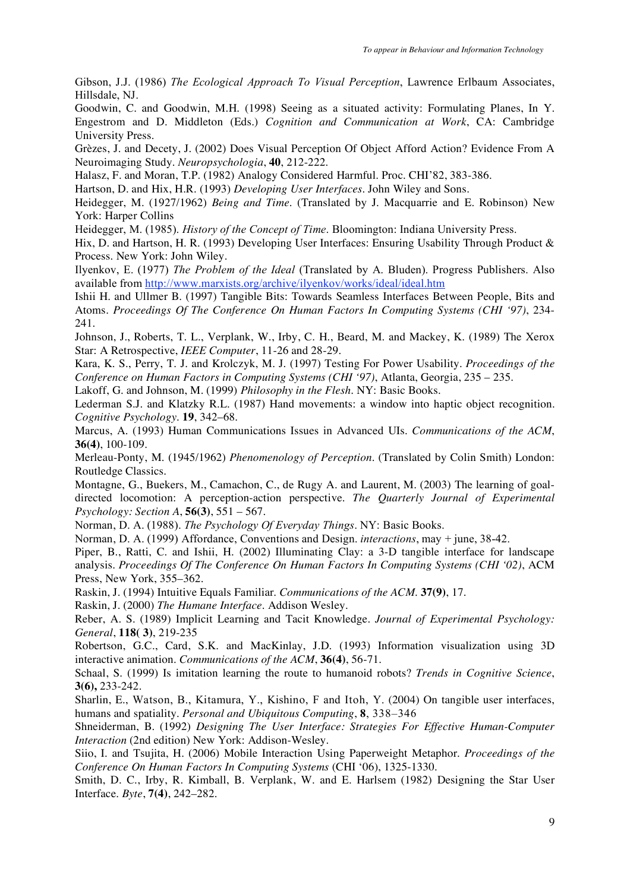Gibson, J.J. (1986) *The Ecological Approach To Visual Perception*, Lawrence Erlbaum Associates, Hillsdale, NJ.

Goodwin, C. and Goodwin, M.H. (1998) Seeing as a situated activity: Formulating Planes, In Y. Engestrom and D. Middleton (Eds.) *Cognition and Communication at Work*, CA: Cambridge University Press.

Grèzes, J. and Decety, J. (2002) Does Visual Perception Of Object Afford Action? Evidence From A Neuroimaging Study. *Neuropsychologia*, **40**, 212-222.

Halasz, F. and Moran, T.P. (1982) Analogy Considered Harmful. Proc. CHI'82, 383-386.

Hartson, D. and Hix, H.R. (1993) *Developing User Interfaces*. John Wiley and Sons.

Heidegger, M. (1927/1962) *Being and Time*. (Translated by J. Macquarrie and E. Robinson) New York: Harper Collins

Heidegger, M. (1985). *History of the Concept of Time*. Bloomington: Indiana University Press.

Hix, D. and Hartson, H. R. (1993) Developing User Interfaces: Ensuring Usability Through Product & Process. New York: John Wiley.

Ilyenkov, E. (1977) *The Problem of the Ideal* (Translated by A. Bluden). Progress Publishers. Also available from http://www.marxists.org/archive/ilyenkov/works/ideal/ideal.htm

Ishii H. and Ullmer B. (1997) Tangible Bits: Towards Seamless Interfaces Between People, Bits and Atoms. *Proceedings Of The Conference On Human Factors In Computing Systems (CHI '97)*, 234-241.

Johnson, J., Roberts, T. L., Verplank, W., Irby, C. H., Beard, M. and Mackey, K. (1989) The Xerox Star: A Retrospective, *IEEE Computer*, 11-26 and 28-29.

Kara, K. S., Perry, T. J. and Krolczyk, M. J. (1997) Testing For Power Usability. *Proceedings of the Conference on Human Factors in Computing Systems (CHI '97)*, Atlanta, Georgia, 235 – 235.

Lakoff, G. and Johnson, M. (1999) *Philosophy in the Flesh*. NY: Basic Books.

Lederman S.J. and Klatzky R.L. (1987) Hand movements: a window into haptic object recognition. *Cognitive Psychology*. **19**, 342–68.

Marcus, A. (1993) Human Communications Issues in Advanced UIs. *Communications of the ACM*, **36(4)**, 100-109.

Merleau-Ponty, M. (1945/1962) *Phenomenology of Perception*. (Translated by Colin Smith) London: Routledge Classics.

Montagne, G., Buekers, M., Camachon, C., de Rugy A. and Laurent, M. (2003) The learning of goal-directed locomotion: A perception-action perspective. *The Quarterly Journal of Experimental Psychology: Section A*, **56(3)**, 551 – 567.

Norman, D. A. (1988). *The Psychology Of Everyday Things*. NY: Basic Books.

Norman, D. A. (1999) Affordance, Conventions and Design. *interactions*, may + june, 38-42.

Piper, B., Ratti, C. and Ishii, H. (2002) Illuminating Clay: a 3-D tangible interface for landscape analysis. *Proceedings Of The Conference On Human Factors In Computing Systems (CHI '02)*, ACM Press, New York, 355–362.

Raskin, J. (1994) Intuitive Equals Familiar. *Communications of the ACM*. **37(9)**, 17.

Raskin, J. (2000) *The Humane Interface*. Addison Wesley.

Reber, A. S. (1989) Implicit Learning and Tacit Knowledge. *Journal of Experimental Psychology: General*, **118( 3)**, 219-235

Robertson, G.C., Card, S.K. and MacKinlay, J.D. (1993) Information visualization using 3D interactive animation. *Communications of the ACM*, **36(4)**, 56-71.

Schaal, S. (1999) Is imitation learning the route to humanoid robots? *Trends in Cognitive Science*, **3(6),** 233-242.

Sharlin, E., Watson, B., Kitamura, Y., Kishino, F and Itoh, Y. (2004) On tangible user interfaces, humans and spatiality. *Personal and Ubiquitous Computing*, **8**, 338–346

Shneiderman, B. (1992) *Designing The User Interface: Strategies For Effective Human-Computer Interaction* (2nd edition) New York: Addison-Wesley.

Siio, I. and Tsujita, H. (2006) Mobile Interaction Using Paperweight Metaphor. *Proceedings of the Conference On Human Factors In Computing Systems* (CHI '06), 1325-1330.

Smith, D. C., Irby, R. Kimball, B. Verplank, W. and E. Harlsem (1982) Designing the Star User Interface. *Byte*, **7(4)**, 242–282.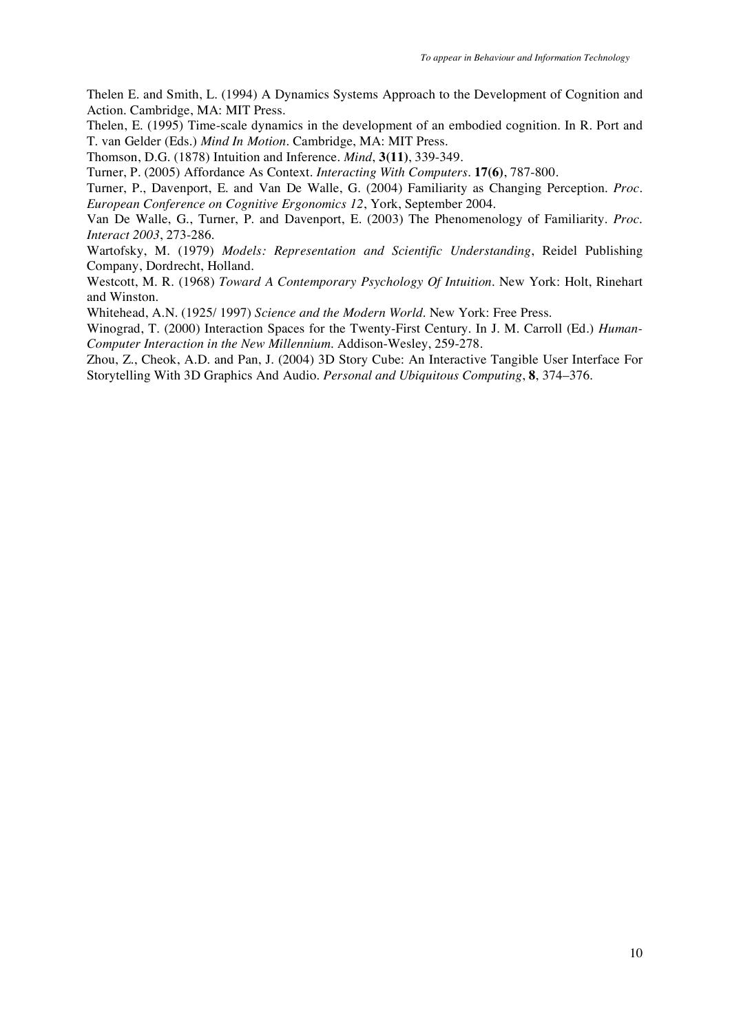Thelen E. and Smith, L. (1994) A Dynamics Systems Approach to the Development of Cognition and Action. Cambridge, MA: MIT Press.

Thelen, E. (1995) Time-scale dynamics in the development of an embodied cognition. In R. Port and T. van Gelder (Eds.) *Mind In Motion*. Cambridge, MA: MIT Press.

Thomson, D.G. (1878) Intuition and Inference. *Mind*, **3(11)**, 339-349.

Turner, P. (2005) Affordance As Context. *Interacting With Computers*. **17(6)**, 787-800.

Turner, P., Davenport, E. and Van De Walle, G. (2004) Familiarity as Changing Perception. *Proc. European Conference on Cognitive Ergonomics 12*, York, September 2004.

Van De Walle, G., Turner, P. and Davenport, E. (2003) The Phenomenology of Familiarity. *Proc. Interact 2003*, 273-286.

Wartofsky, M. (1979) *Models: Representation and Scientific Understanding*, Reidel Publishing Company, Dordrecht, Holland.

Westcott, M. R. (1968) *Toward A Contemporary Psychology Of Intuition*. New York: Holt, Rinehart and Winston.

Whitehead, A.N. (1925/ 1997) *Science and the Modern World*. New York: Free Press.

Winograd, T. (2000) Interaction Spaces for the Twenty-First Century. In J. M. Carroll (Ed.) *Human-Computer Interaction in the New Millennium*. Addison-Wesley, 259-278.

Zhou, Z., Cheok, A.D. and Pan, J. (2004) 3D Story Cube: An Interactive Tangible User Interface For Storytelling With 3D Graphics And Audio. *Personal and Ubiquitous Computing*, **8**, 374–376.